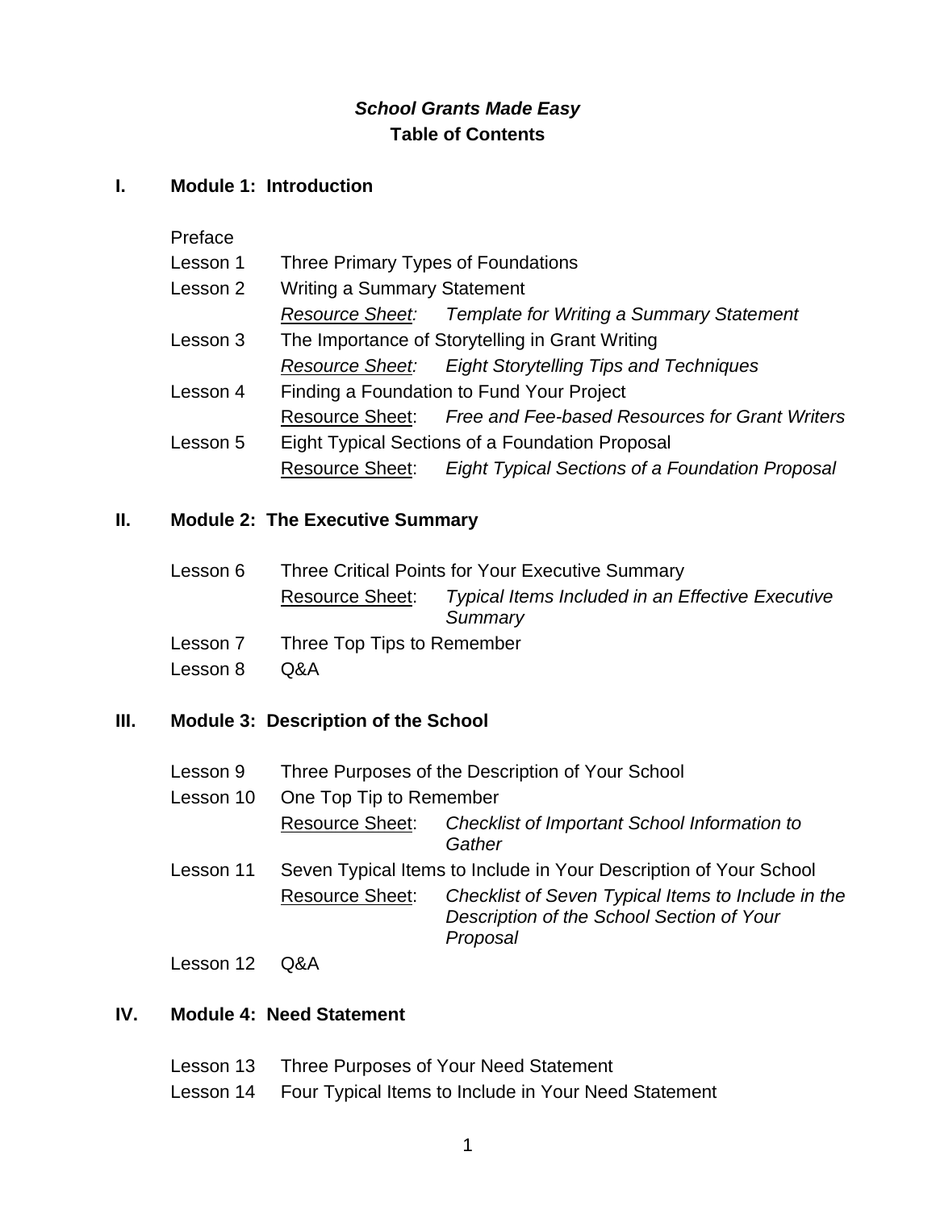# *School Grants Made Easy*

## Table of Contents

### I. Module 1: Introduction

Preface

Lesson 1 Three Primary Types of Foundations

Lesson 2 Writing a Summary Statement

- Resource Sheet: *Template for Writing a Summary Statement*

Lesson 3 The Importance of Storytelling in Grant Writing

- Resource Sheet: *Eight Storytelling Tips and Techniques*

Lesson 4 Finding a Foundation to Fund Your Project

- Resource Sheet: *Free and Fee-based Resources for Grant Writers*

Lesson 5 Eight Typical Sections of a Foundation Proposal

- Resource Sheet: *Eight Typical Sections of a Foundation Proposal*

### II. Module 2: The Executive Summary

Lesson 6 Three Critical Points for Your Executive Summary

- Resource Sheet: *Typical Items Included in an Effective Executive Summary*

Lesson 7 Three Top Tips to Remember

Lesson 8 Q&A

### III. Module 3: Description of the School

Lesson 9 Three Purposes of the Description of Your School

Lesson 10 One Top Tip to Remember

- Resource Sheet: *Checklist of Important School Information to Gather*

Lesson 11 Seven Typical Items to Include in Your Description of Your School

- Resource Sheet: *Checklist of Seven Typical Items to Include in the Description of the School Section of Your Proposal*

Lesson 12 Q&A

### IV. Module 4: Need Statement

Lesson 13 Three Purposes of Your Need Statement

Lesson 14 Four Typical Items to Include in Your Need Statement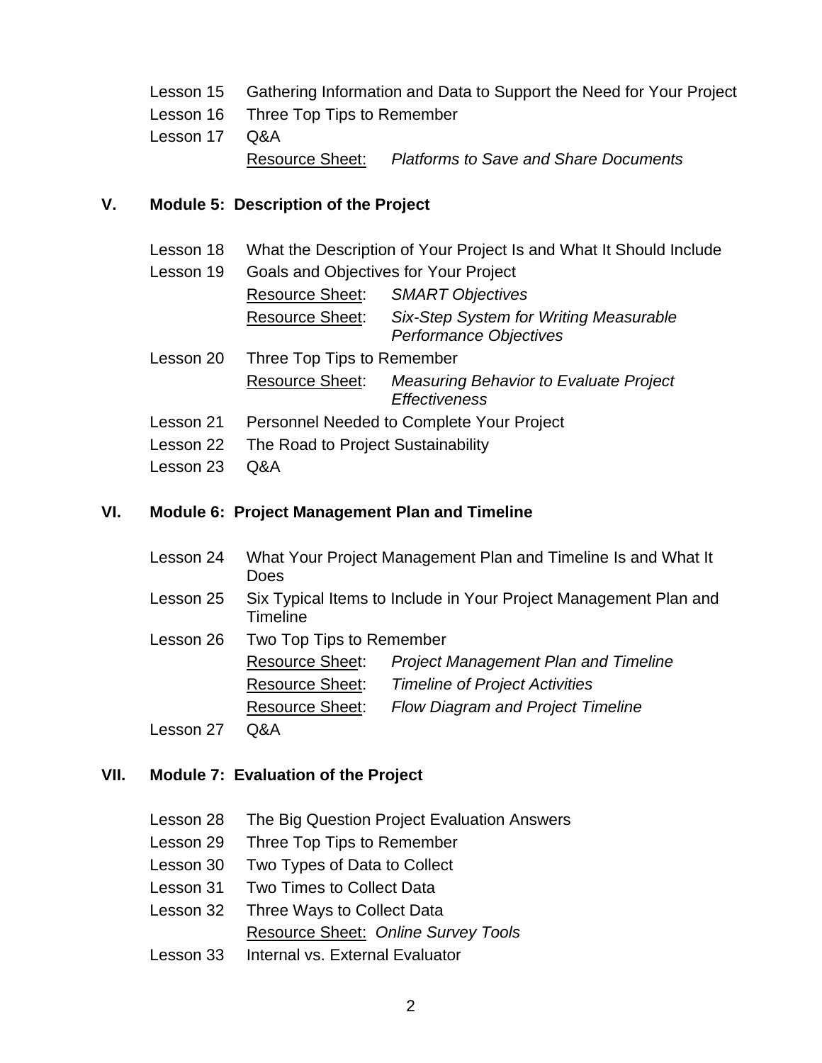- Lesson 15 Gathering Information and Data to Support the Need for Your Project
- Lesson 16 Three Top Tips to Remember
- Lesson 17 Q&A
  - Resource Sheet: *Platforms to Save and Share Documents*

## V. Module 5: Description of the Project

- Lesson 18 What the Description of Your Project Is and What It Should Include
- Lesson 19 Goals and Objectives for Your Project
  - Resource Sheet: *SMART Objectives*
  - Resource Sheet: *Six-Step System for Writing Measurable Performance Objectives*
- Lesson 20 Three Top Tips to Remember
  - Resource Sheet: *Measuring Behavior to Evaluate Project Effectiveness*
- Lesson 21 Personnel Needed to Complete Your Project
- Lesson 22 The Road to Project Sustainability
- Lesson 23 Q&A

## VI. Module 6: Project Management Plan and Timeline

- Lesson 24 What Your Project Management Plan and Timeline Is and What It Does
- Lesson 25 Six Typical Items to Include in Your Project Management Plan and Timeline
- Lesson 26 Two Top Tips to Remember
  - Resource Sheet: *Project Management Plan and Timeline*
  - Resource Sheet: *Timeline of Project Activities*
  - Resource Sheet: *Flow Diagram and Project Timeline*
- Lesson 27 Q&A

## VII. Module 7: Evaluation of the Project

- Lesson 28 The Big Question Project Evaluation Answers
- Lesson 29 Three Top Tips to Remember
- Lesson 30 Two Types of Data to Collect
- Lesson 31 Two Times to Collect Data
- Lesson 32 Three Ways to Collect Data
  - Resource Sheet: *Online Survey Tools*
- Lesson 33 Internal vs. External Evaluator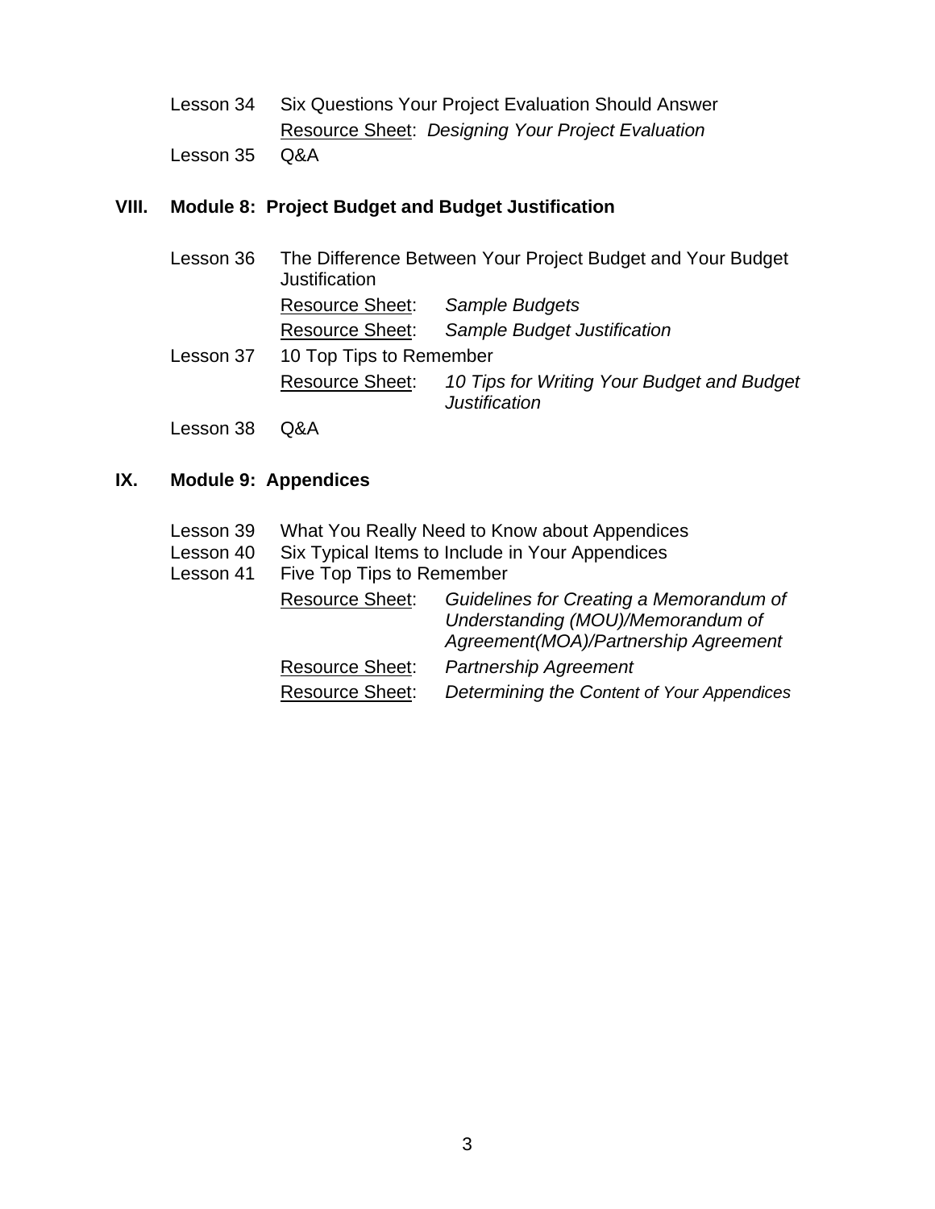Lesson 34 Six Questions Your Project Evaluation Should Answer
Resource Sheet: *Designing Your Project Evaluation*

Lesson 35 Q&A

## VIII. Module 8: Project Budget and Budget Justification

Lesson 36 The Difference Between Your Project Budget and Your Budget Justification
Resource Sheet: *Sample Budgets*
Resource Sheet: *Sample Budget Justification*

Lesson 37 10 Top Tips to Remember
Resource Sheet: *10 Tips for Writing Your Budget and Budget Justification*

Lesson 38 Q&A

## IX. Module 9: Appendices

Lesson 39 What You Really Need to Know about Appendices

Lesson 40 Six Typical Items to Include in Your Appendices

Lesson 41 Five Top Tips to Remember
Resource Sheet: *Guidelines for Creating a Memorandum of Understanding (MOU)/Memorandum of Agreement(MOA)/Partnership Agreement*
Resource Sheet: *Partnership Agreement*
Resource Sheet: *Determining the Content of Your Appendices*